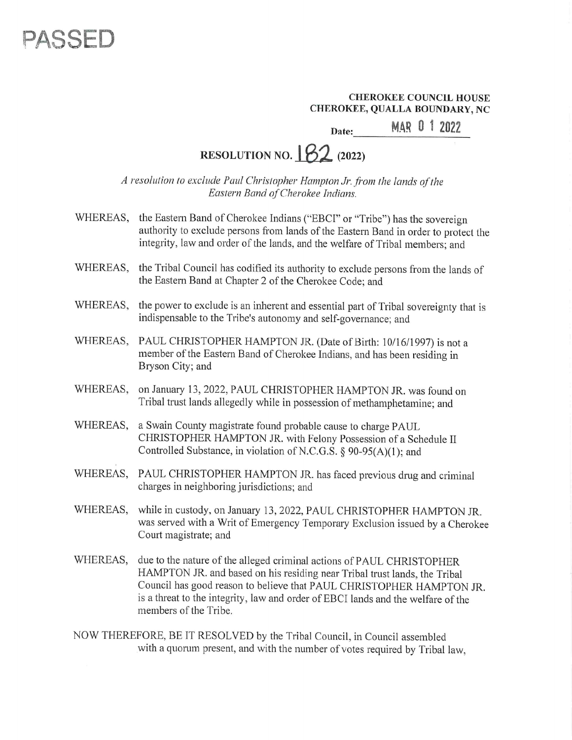PASSED

**CHEROKEE COUNCIL HOUSE**
**CHEROKEE, QUALLA BOUNDARY, NC**

**Date:** MAR 0 1 2022

# RESOLUTION NO. 182 (2022)

*A resolution to exclude Paul Christopher Hampton Jr. from the lands of the Eastern Band of Cherokee Indians.*

WHEREAS, the Eastern Band of Cherokee Indians ("EBCI" or "Tribe") has the sovereign authority to exclude persons from lands of the Eastern Band in order to protect the integrity, law and order of the lands, and the welfare of Tribal members; and

WHEREAS, the Tribal Council has codified its authority to exclude persons from the lands of the Eastern Band at Chapter 2 of the Cherokee Code; and

WHEREAS, the power to exclude is an inherent and essential part of Tribal sovereignty that is indispensable to the Tribe's autonomy and self-governance; and

WHEREAS, PAUL CHRISTOPHER HAMPTON JR. (Date of Birth: 10/16/1997) is not a member of the Eastern Band of Cherokee Indians, and has been residing in Bryson City; and

WHEREAS, on January 13, 2022, PAUL CHRISTOPHER HAMPTON JR. was found on Tribal trust lands allegedly while in possession of methamphetamine; and

WHEREAS, a Swain County magistrate found probable cause to charge PAUL CHRISTOPHER HAMPTON JR. with Felony Possession of a Schedule II Controlled Substance, in violation of N.C.G.S. § 90-95(A)(1); and

WHEREAS, PAUL CHRISTOPHER HAMPTON JR. has faced previous drug and criminal charges in neighboring jurisdictions; and

WHEREAS, while in custody, on January 13, 2022, PAUL CHRISTOPHER HAMPTON JR. was served with a Writ of Emergency Temporary Exclusion issued by a Cherokee Court magistrate; and

WHEREAS, due to the nature of the alleged criminal actions of PAUL CHRISTOPHER HAMPTON JR. and based on his residing near Tribal trust lands, the Tribal Council has good reason to believe that PAUL CHRISTOPHER HAMPTON JR. is a threat to the integrity, law and order of EBCI lands and the welfare of the members of the Tribe.

NOW THEREFORE, BE IT RESOLVED by the Tribal Council, in Council assembled with a quorum present, and with the number of votes required by Tribal law,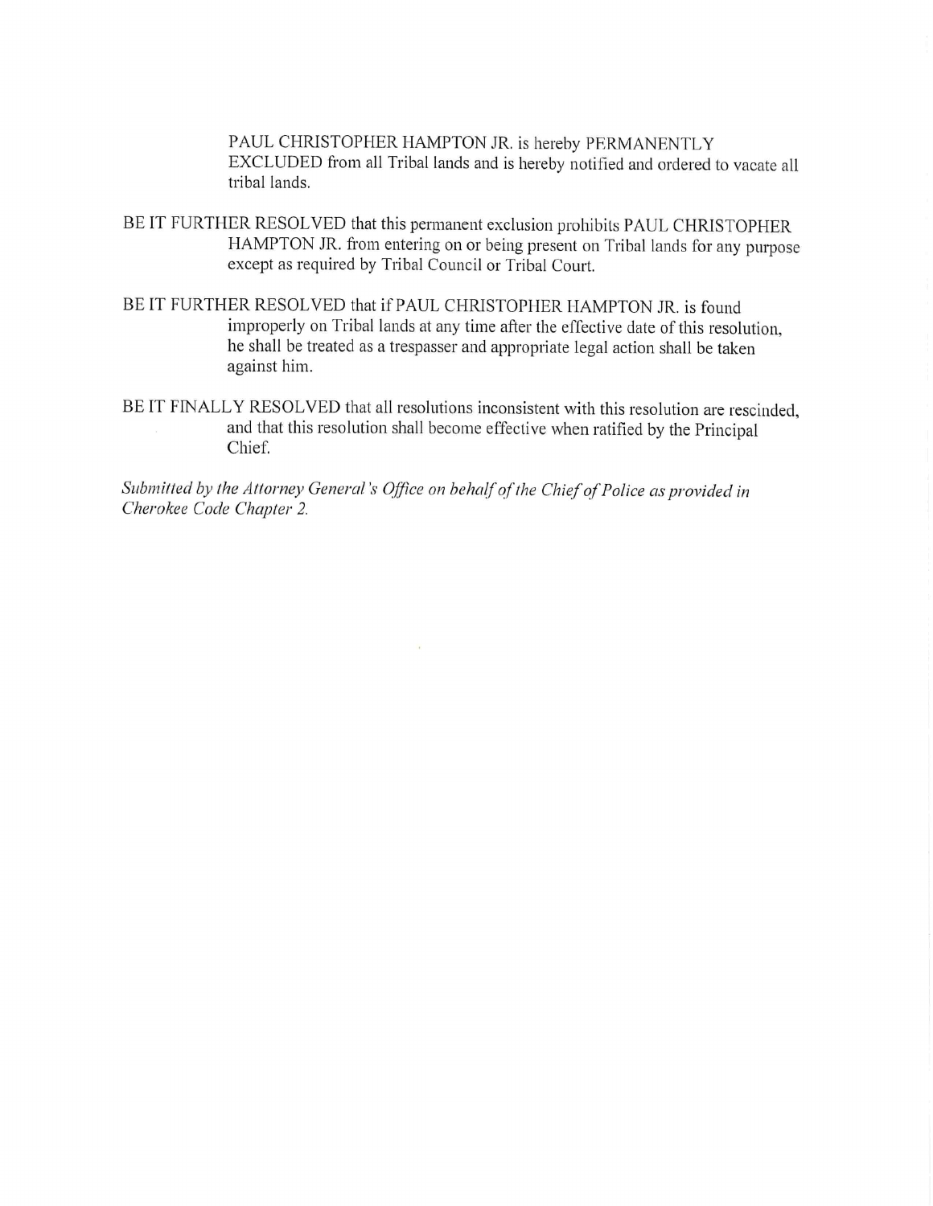PAUL CHRISTOPHER HAMPTON JR. is hereby PERMANENTLY EXCLUDED from all Tribal lands and is hereby notified and ordered to vacate all tribal lands.

BE IT FURTHER RESOLVED that this permanent exclusion prohibits PAUL CHRISTOPHER HAMPTON JR. from entering on or being present on Tribal lands for any purpose except as required by Tribal Council or Tribal Court.

BE IT FURTHER RESOLVED that if PAUL CHRISTOPHER HAMPTON JR. is found improperly on Tribal lands at any time after the effective date of this resolution, he shall be treated as a trespasser and appropriate legal action shall be taken against him.

BE IT FINALLY RESOLVED that all resolutions inconsistent with this resolution are rescinded, and that this resolution shall become effective when ratified by the Principal Chief.

*Submitted by the Attorney General's Office on behalf of the Chief of Police as provided in Cherokee Code Chapter 2.*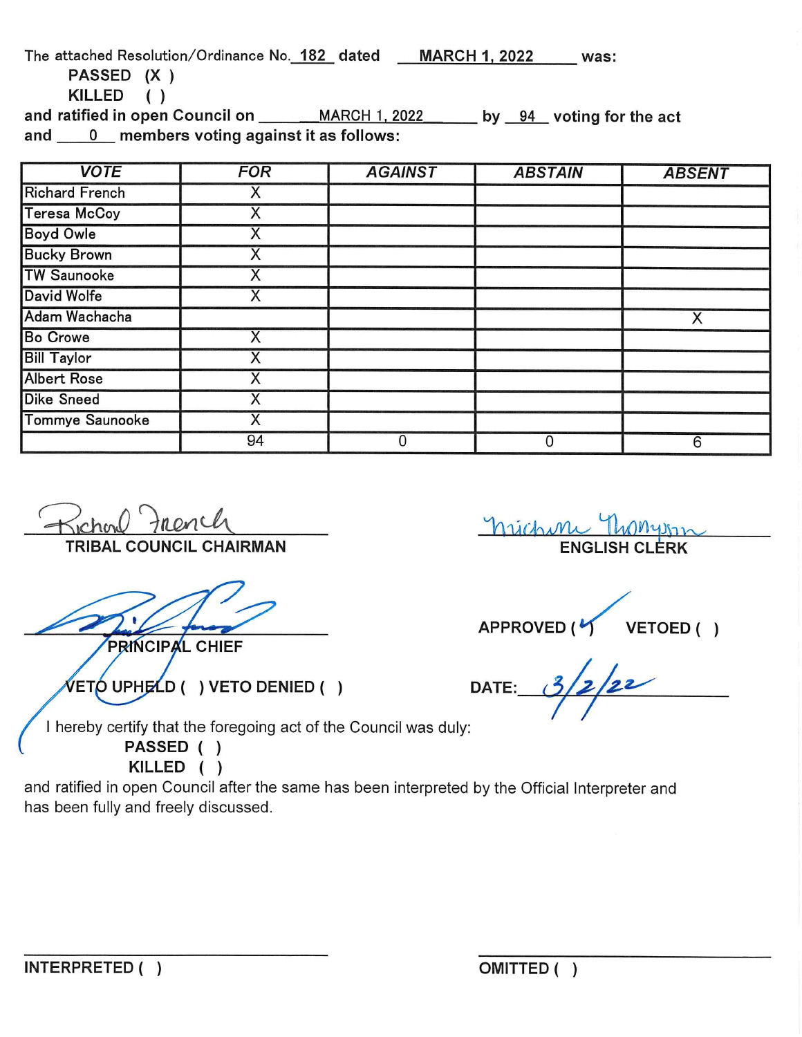The attached Resolution/Ordinance No. 182 dated MARCH 1, 2022 was:

PASSED (X)

KILLED ( )

and ratified in open Council on MARCH 1, 2022 by 94 voting for the act and 0 members voting against it as follows:

| VOTE | FOR | AGAINST | ABSTAIN | ABSENT |
|---|---|---|---|---|
| Richard French | X | | | |
| Teresa McCoy | X | | | |
| Boyd Owle | X | | | |
| Bucky Brown | X | | | |
| TW Saunooke | X | | | |
| David Wolfe | X | | | |
| Adam Wachacha | | | | X |
| Bo Crowe | X | | | |
| Bill Taylor | X | | | |
| Albert Rose | X | | | |
| Dike Sneed | X | | | |
| Tommye Saunooke | X | | | |
| | 94 | 0 | 0 | 6 |

Richard French
**TRIBAL COUNCIL CHAIRMAN**

Michum Thompson
**ENGLISH CLERK**

**PRINCIPAL CHIEF**

**APPROVED (✓) VETOED ( )**

**VETO UPHELD ( ) VETO DENIED ( )**

**DATE:** 3/2/22

I hereby certify that the foregoing act of the Council was duly:

**PASSED ( )**

**KILLED ( )**

and ratified in open Council after the same has been interpreted by the Official Interpreter and has been fully and freely discussed.

**INTERPRETED ( )**

**OMITTED ( )**